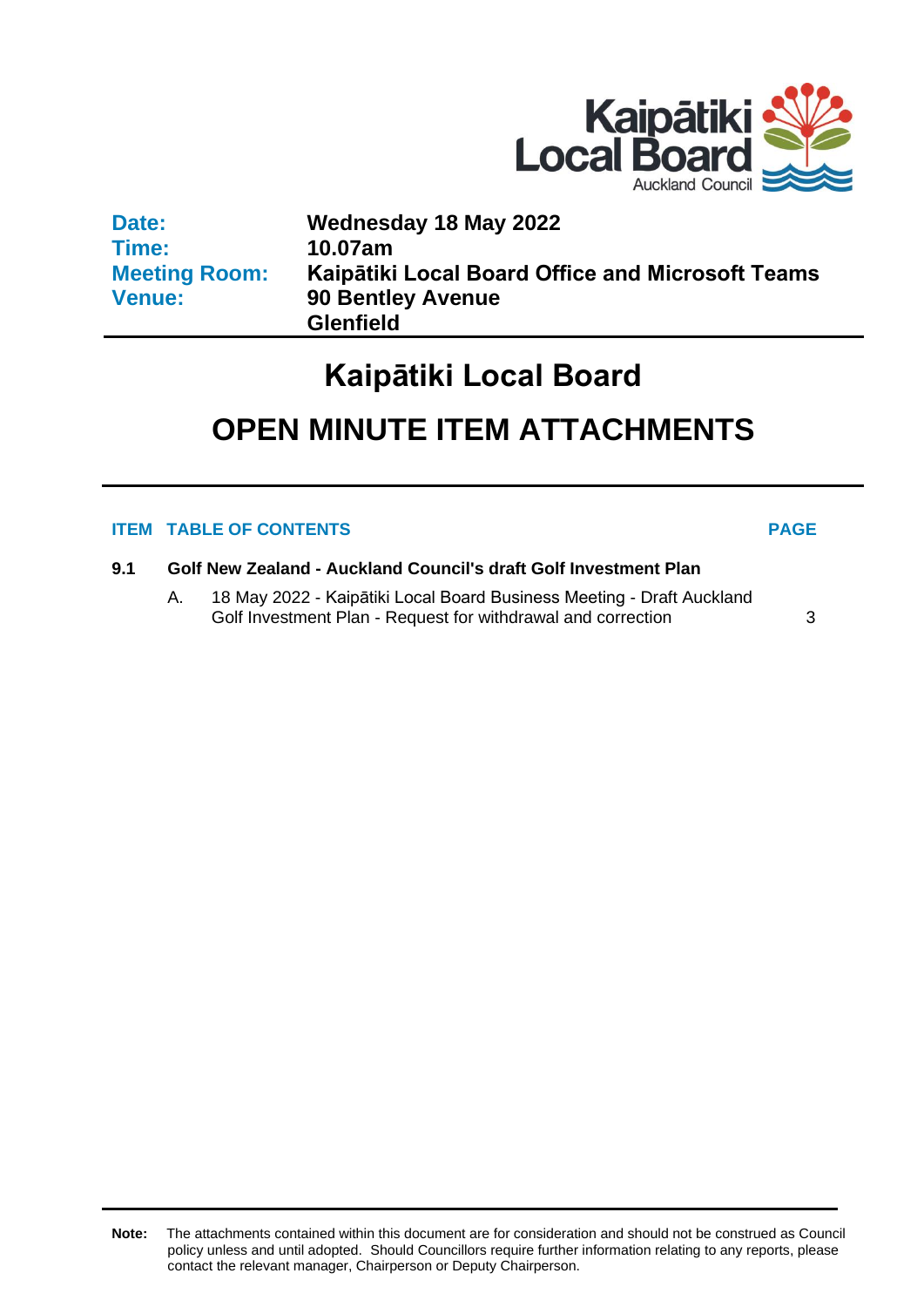Kaipātiki Local Board
Auckland Council

| | |
|---|---|
| **Date:** | **Wednesday 18 May 2022** |
| **Time:** | **10.07am** |
| **Meeting Room:** | **Kaipātiki Local Board Office and Microsoft Teams** |
| **Venue:** | **90 Bentley Avenue Glenfield** |

# Kaipātiki Local Board

# OPEN MINUTE ITEM ATTACHMENTS

| ITEM | TABLE OF CONTENTS | PAGE |
|---|---|---|
| **9.1** | **Golf New Zealand - Auckland Council's draft Golf Investment Plan** | |
| | A. 18 May 2022 - Kaipātiki Local Board Business Meeting - Draft Auckland Golf Investment Plan - Request for withdrawal and correction | 3 |

**Note:** The attachments contained within this document are for consideration and should not be construed as Council policy unless and until adopted. Should Councillors require further information relating to any reports, please contact the relevant manager, Chairperson or Deputy Chairperson.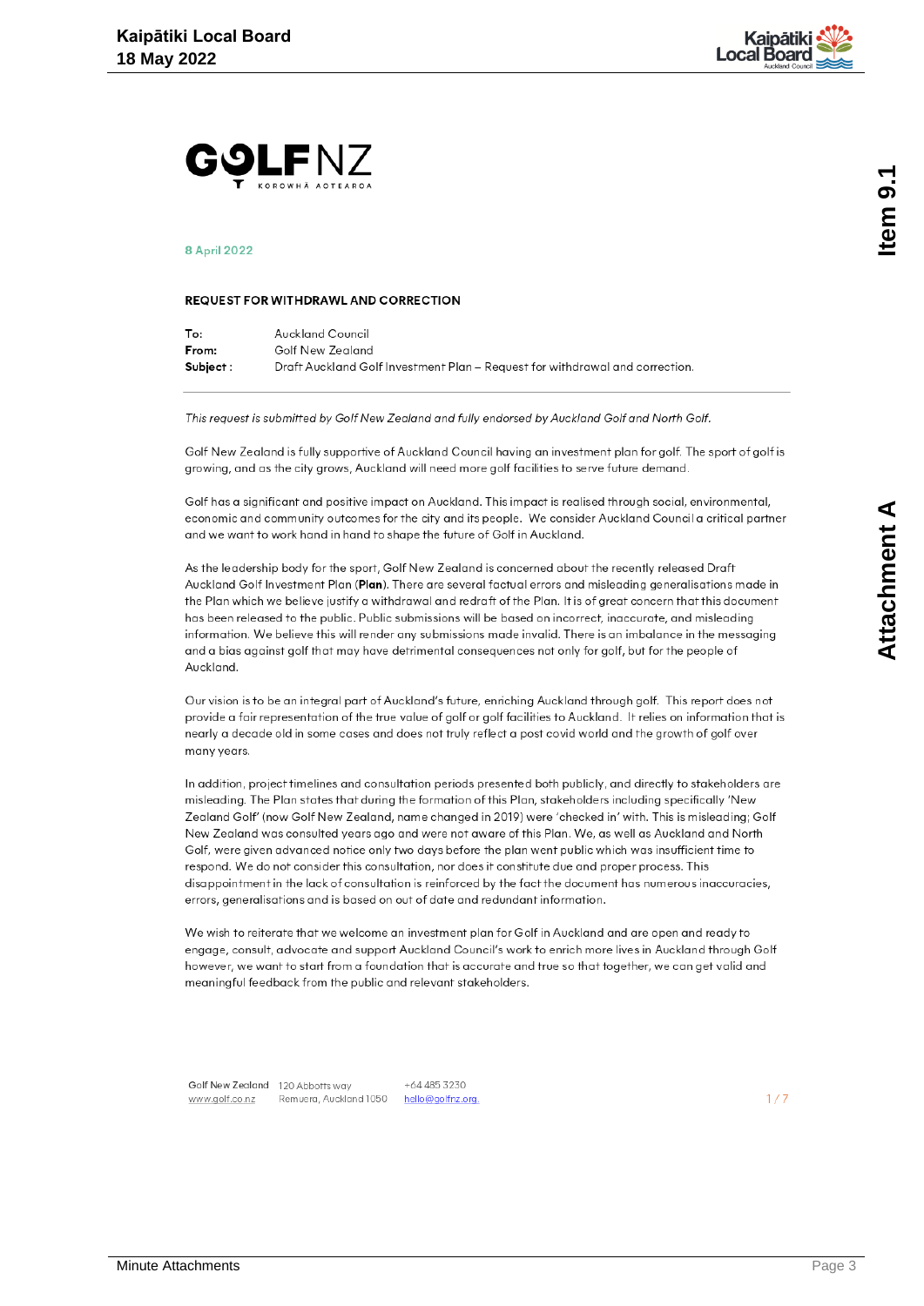GOLF NZ

KOROWHĀ AOTEAROA

8 April 2022

**REQUEST FOR WITHDRAWL AND CORRECTION**

| | |
|---|---|
| **To:** | Auckland Council |
| **From:** | Golf New Zealand |
| **Subject :** | Draft Auckland Golf Investment Plan – Request for withdrawal and correction. |

*This request is submitted by Golf New Zealand and fully endorsed by Auckland Golf and North Golf.*

Golf New Zealand is fully supportive of Auckland Council having an investment plan for golf. The sport of golf is growing, and as the city grows, Auckland will need more golf facilities to serve future demand.

Golf has a significant and positive impact on Auckland. This impact is realised through social, environmental, economic and community outcomes for the city and its people. We consider Auckland Council a critical partner and we want to work hand in hand to shape the future of Golf in Auckland.

As the leadership body for the sport, Golf New Zealand is concerned about the recently released Draft Auckland Golf Investment Plan (**Plan**). There are several factual errors and misleading generalisations made in the Plan which we believe justify a withdrawal and redraft of the Plan. It is of great concern that this document has been released to the public. Public submissions will be based on incorrect, inaccurate, and misleading information. We believe this will render any submissions made invalid. There is an imbalance in the messaging and a bias against golf that may have detrimental consequences not only for golf, but for the people of Auckland.

Our vision is to be an integral part of Auckland's future, enriching Auckland through golf. This report does not provide a fair representation of the true value of golf or golf facilities to Auckland. It relies on information that is nearly a decade old in some cases and does not truly reflect a post covid world and the growth of golf over many years.

In addition, project timelines and consultation periods presented both publicly, and directly to stakeholders are misleading. The Plan states that during the formation of this Plan, stakeholders including specifically 'New Zealand Golf' (now Golf New Zealand, name changed in 2019) were 'checked in' with. This is misleading; Golf New Zealand was consulted years ago and were not aware of this Plan. We, as well as Auckland and North Golf, were given advanced notice only two days before the plan went public which was insufficient time to respond. We do not consider this consultation, nor does it constitute due and proper process. This disappointment in the lack of consultation is reinforced by the fact the document has numerous inaccuracies, errors, generalisations and is based on out of date and redundant information.

We wish to reiterate that we welcome an investment plan for Golf in Auckland and are open and ready to engage, consult, advocate and support Auckland Council's work to enrich more lives in Auckland through Golf however, we want to start from a foundation that is accurate and true so that together, we can get valid and meaningful feedback from the public and relevant stakeholders.

Golf New Zealand | 120 Abbotts way | +64 485 3230
www.golf.co.nz | Remuera, Auckland 1050 | hello@golfnz.org.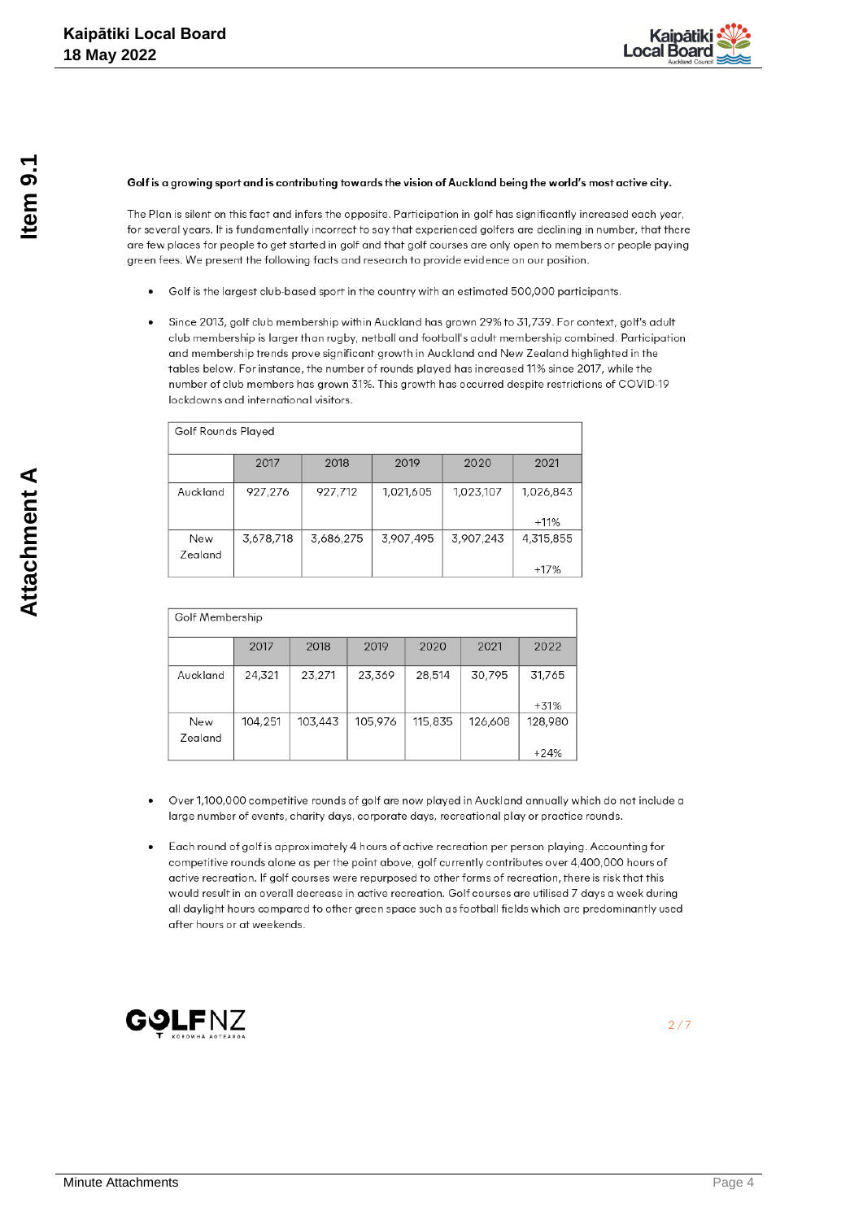**Golf is a growing sport and is contributing towards the vision of Auckland being the world's most active city.**

The Plan is silent on this fact and infers the opposite. Participation in golf has significantly increased each year, for several years. It is fundamentally incorrect to say that experienced golfers are declining in number, that there are few places for people to get started in golf and that golf courses are only open to members or people paying green fees. We present the following facts and research to provide evidence on our position.

- Golf is the largest club-based sport in the country with an estimated 500,000 participants.
- Since 2013, golf club membership within Auckland has grown 29% to 31,739. For context, golf's adult club membership is larger than rugby, netball and football's adult membership combined. Participation and membership trends prove significant growth in Auckland and New Zealand highlighted in the tables below. For instance, the number of rounds played has increased 11% since 2017, while the number of club members has grown 31%. This growth has occurred despite restrictions of COVID-19 lockdowns and international visitors.

| Golf Rounds Played | | | | | |
|---|---|---|---|---|---|
| | 2017 | 2018 | 2019 | 2020 | 2021 |
| Auckland | 927,276 | 927,712 | 1,021,605 | 1,023,107 | 1,026,843<br>+11% |
| New Zealand | 3,678,718 | 3,686,275 | 3,907,495 | 3,907,243 | 4,315,855<br>+17% |

| Golf Membership | | | | | | |
|---|---|---|---|---|---|---|
| | 2017 | 2018 | 2019 | 2020 | 2021 | 2022 |
| Auckland | 24,321 | 23,271 | 23,369 | 28,514 | 30,795 | 31,765<br>+31% |
| New Zealand | 104,251 | 103,443 | 105,976 | 115,835 | 126,608 | 128,980<br>+24% |

- Over 1,100,000 competitive rounds of golf are now played in Auckland annually which do not include a large number of events, charity days, corporate days, recreational play or practice rounds.
- Each round of golf is approximately 4 hours of active recreation per person playing. Accounting for competitive rounds alone as per the point above, golf currently contributes over 4,400,000 hours of active recreation. If golf courses were repurposed to other forms of recreation, there is risk that this would result in an overall decrease in active recreation. Golf courses are utilised 7 days a week during all daylight hours compared to other green space such as football fields which are predominantly used after hours or at weekends.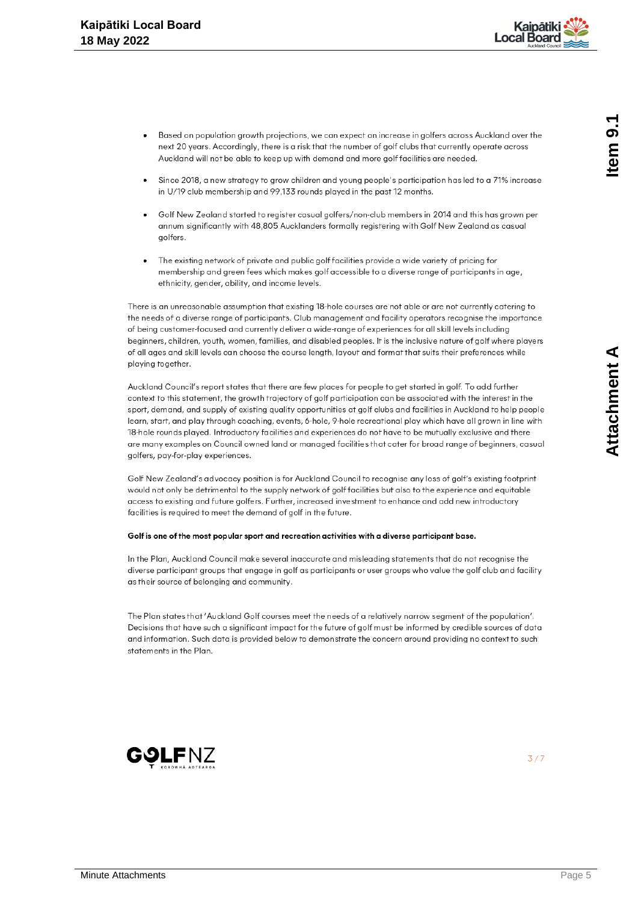- Based on population growth projections, we can expect an increase in golfers across Auckland over the next 20 years. Accordingly, there is a risk that the number of golf clubs that currently operate across Auckland will not be able to keep up with demand and more golf facilities are needed.
- Since 2018, a new strategy to grow children and young people's participation has led to a 71% increase in U/19 club membership and 99,133 rounds played in the past 12 months.
- Golf New Zealand started to register casual golfers/non-club members in 2014 and this has grown per annum significantly with 48,805 Aucklanders formally registering with Golf New Zealand as casual golfers.
- The existing network of private and public golf facilities provide a wide variety of pricing for membership and green fees which makes golf accessible to a diverse range of participants in age, ethnicity, gender, ability, and income levels.

There is an unreasonable assumption that existing 18-hole courses are not able or are not currently catering to the needs of a diverse range of participants. Club management and facility operators recognise the importance of being customer-focused and currently deliver a wide-range of experiences for all skill levels including beginners, children, youth, women, families, and disabled peoples. It is the inclusive nature of golf where players of all ages and skill levels can choose the course length, layout and format that suits their preferences while playing together.

Auckland Council's report states that there are few places for people to get started in golf. To add further context to this statement, the growth trajectory of golf participation can be associated with the interest in the sport, demand, and supply of existing quality opportunities at golf clubs and facilities in Auckland to help people learn, start, and play through coaching, events, 6-hole, 9-hole recreational play which have all grown in line with 18-hole rounds played. Introductory facilities and experiences do not have to be mutually exclusive and there are many examples on Council owned land or managed facilities that cater for broad range of beginners, casual golfers, pay-for-play experiences.

Golf New Zealand's advocacy position is for Auckland Council to recognise any loss of golf's existing footprint would not only be detrimental to the supply network of golf facilities but also to the experience and equitable access to existing and future golfers. Further, increased investment to enhance and add new introductory facilities is required to meet the demand of golf in the future.

**Golf is one of the most popular sport and recreation activities with a diverse participant base.**

In the Plan, Auckland Council make several inaccurate and misleading statements that do not recognise the diverse participant groups that engage in golf as participants or user groups who value the golf club and facility as their source of belonging and community.

The Plan states that 'Auckland Golf courses meet the needs of a relatively narrow segment of the population'. Decisions that have such a significant impact for the future of golf must be informed by credible sources of data and information. Such data is provided below to demonstrate the concern around providing no context to such statements in the Plan.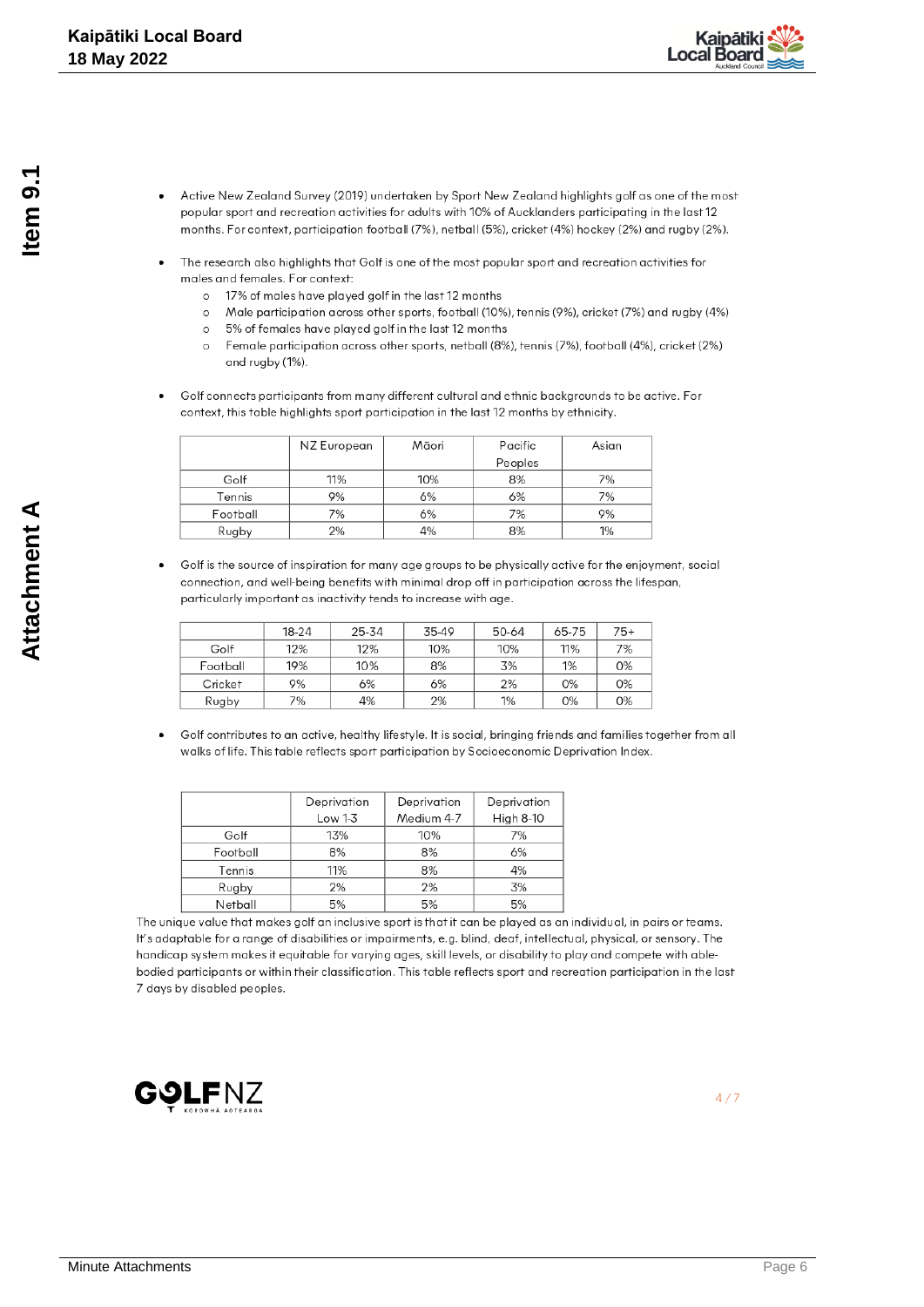- Active New Zealand Survey (2019) undertaken by Sport New Zealand highlights golf as one of the most popular sport and recreation activities for adults with 10% of Aucklanders participating in the last 12 months. For context, participation football (7%), netball (5%), cricket (4%) hockey (2%) and rugby (2%).

- The research also highlights that Golf is one of the most popular sport and recreation activities for males and females. For context:
  - 17% of males have played golf in the last 12 months
  - Male participation across other sports, football (10%), tennis (9%), cricket (7%) and rugby (4%)
  - 5% of females have played golf in the last 12 months
  - Female participation across other sports, netball (8%), tennis (7%), football (4%), cricket (2%) and rugby (1%).

- Golf connects participants from many different cultural and ethnic backgrounds to be active. For context, this table highlights sport participation in the last 12 months by ethnicity.

| | NZ European | Māori | Pacific Peoples | Asian |
|---|---|---|---|---|
| Golf | 11% | 10% | 8% | 7% |
| Tennis | 9% | 6% | 6% | 7% |
| Football | 7% | 6% | 7% | 9% |
| Rugby | 2% | 4% | 8% | 1% |

- Golf is the source of inspiration for many age groups to be physically active for the enjoyment, social connection, and well-being benefits with minimal drop off in participation across the lifespan, particularly important as inactivity tends to increase with age.

| | 18-24 | 25-34 | 35-49 | 50-64 | 65-75 | 75+ |
|---|---|---|---|---|---|---|
| Golf | 12% | 12% | 10% | 10% | 11% | 7% |
| Football | 19% | 10% | 8% | 3% | 1% | 0% |
| Cricket | 9% | 6% | 6% | 2% | 0% | 0% |
| Rugby | 7% | 4% | 2% | 1% | 0% | 0% |

- Golf contributes to an active, healthy lifestyle. It is social, bringing friends and families together from all walks of life. This table reflects sport participation by Socioeconomic Deprivation Index.

| | Deprivation Low 1-3 | Deprivation Medium 4-7 | Deprivation High 8-10 |
|---|---|---|---|
| Golf | 13% | 10% | 7% |
| Football | 8% | 8% | 6% |
| Tennis | 11% | 8% | 4% |
| Rugby | 2% | 2% | 3% |
| Netball | 5% | 5% | 5% |

The unique value that makes golf an inclusive sport is that it can be played as an individual, in pairs or teams. It's adaptable for a range of disabilities or impairments, e.g. blind, deaf, intellectual, physical, or sensory. The handicap system makes it equitable for varying ages, skill levels, or disability to play and compete with able-bodied participants or within their classification. This table reflects sport and recreation participation in the last 7 days by disabled peoples.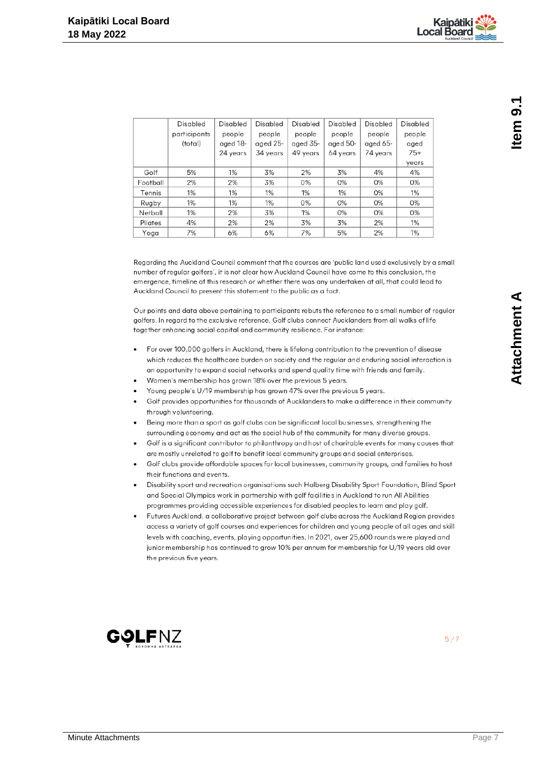| | Disabled participants (total) | Disabled people aged 18-24 years | Disabled people aged 25-34 years | Disabled people aged 35-49 years | Disabled people aged 50-64 years | Disabled people aged 65-74 years | Disabled people aged 75+ years |
|---|---|---|---|---|---|---|---|
| Golf | 5% | 1% | 3% | 2% | 3% | 4% | 4% |
| Football | 2% | 2% | 3% | 0% | 0% | 0% | 0% |
| Tennis | 1% | 1% | 1% | 1% | 1% | 0% | 1% |
| Rugby | 1% | 1% | 1% | 0% | 0% | 0% | 0% |
| Netball | 1% | 2% | 3% | 1% | 0% | 0% | 0% |
| Pilates | 4% | 2% | 2% | 3% | 3% | 2% | 1% |
| Yoga | 7% | 6% | 6% | 7% | 5% | 2% | 1% |

Regarding the Auckland Council comment that the courses are 'public land used exclusively by a small number of regular golfers', it is not clear how Auckland Council have come to this conclusion, the emergence, timeline of this research or whether there was any undertaken at all, that could lead to Auckland Council to present this statement to the public as a fact.

Our points and data above pertaining to participants rebuts the reference to a small number of regular golfers. In regard to the exclusive reference, Golf clubs connect Aucklanders from all walks of life together enhancing social capital and community resilience. For instance:

- For over 100,000 golfers in Auckland, there is lifelong contribution to the prevention of disease which reduces the healthcare burden on society and the regular and enduring social interaction is an opportunity to expand social networks and spend quality time with friends and family.
- Women's membership has grown 18% over the previous 5 years.
- Young people's U/19 membership has grown 47% over the previous 5 years.
- Golf provides opportunities for thousands of Aucklanders to make a difference in their community through volunteering.
- Being more than a sport as golf clubs can be significant local businesses, strengthening the surrounding economy and act as the social hub of the community for many diverse groups.
- Golf is a significant contributor to philanthropy and host of charitable events for many causes that are mostly unrelated to golf to benefit local community groups and social enterprises.
- Golf clubs provide affordable spaces for local businesses, community groups, and families to host their functions and events.
- Disability sport and recreation organisations such Halberg Disability Sport Foundation, Blind Sport and Special Olympics work in partnership with golf facilities in Auckland to run All Abilities programmes providing accessible experiences for disabled peoples to learn and play golf.
- Futures Auckland, a collaborative project between golf clubs across the Auckland Region provides access a variety of golf courses and experiences for children and young people of all ages and skill levels with coaching, events, playing opportunities. In 2021, over 25,600 rounds were played and junior membership has continued to grow 10% per annum for membership for U/19 years old over the previous five years.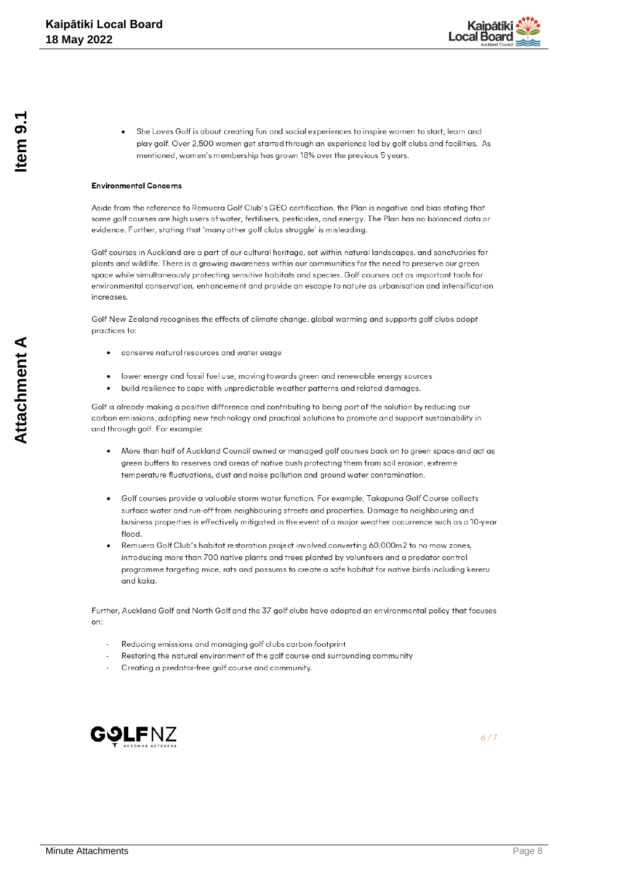- She Loves Golf is about creating fun and social experiences to inspire women to start, learn and play golf. Over 2,500 women get started through an experience led by golf clubs and facilities. As mentioned, women's membership has grown 18% over the previous 5 years.

**Environmental Concerns**

Aside from the reference to Remuera Golf Club's GEO certification, the Plan is negative and bias stating that some golf courses are high users of water, fertilisers, pesticides, and energy. The Plan has no balanced data or evidence. Further, stating that 'many other golf clubs struggle' is misleading.

Golf courses in Auckland are a part of our cultural heritage, set within natural landscapes, and sanctuaries for plants and wildlife. There is a growing awareness within our communities for the need to preserve our green space while simultaneously protecting sensitive habitats and species. Golf courses act as important tools for environmental conservation, enhancement and provide an escape to nature as urbanisation and intensification increases.

Golf New Zealand recognises the effects of climate change, global warming and supports golf clubs adopt practices to:

- conserve natural resources and water usage
- lower energy and fossil fuel use, moving towards green and renewable energy sources
- build resilience to cope with unpredictable weather patterns and related damages.

Golf is already making a positive difference and contributing to being part of the solution by reducing our carbon emissions, adopting new technology and practical solutions to promote and support sustainability in and through golf. For example:

- More than half of Auckland Council owned or managed golf courses back on to green space and act as green buffers to reserves and areas of native bush protecting them from soil erosion, extreme temperature fluctuations, dust and noise pollution and ground water contamination.
- Golf courses provide a valuable storm water function. For example, Takapuna Golf Course collects surface water and run-off from neighbouring streets and properties. Damage to neighbouring and business properties is effectively mitigated in the event of a major weather occurrence such as a 10-year flood.
- Remuera Golf Club's habitat restoration project involved converting 60,000m2 to no mow zones, introducing more than 700 native plants and trees planted by volunteers and a predator control programme targeting mice, rats and possums to create a safe habitat for native birds including kereru and kaka.

Further, Auckland Golf and North Golf and the 37 golf clubs have adopted an environmental policy that focuses on:

- Reducing emissions and managing golf clubs carbon footprint
- Restoring the natural environment of the golf course and surrounding community
- Creating a predator-free golf course and community.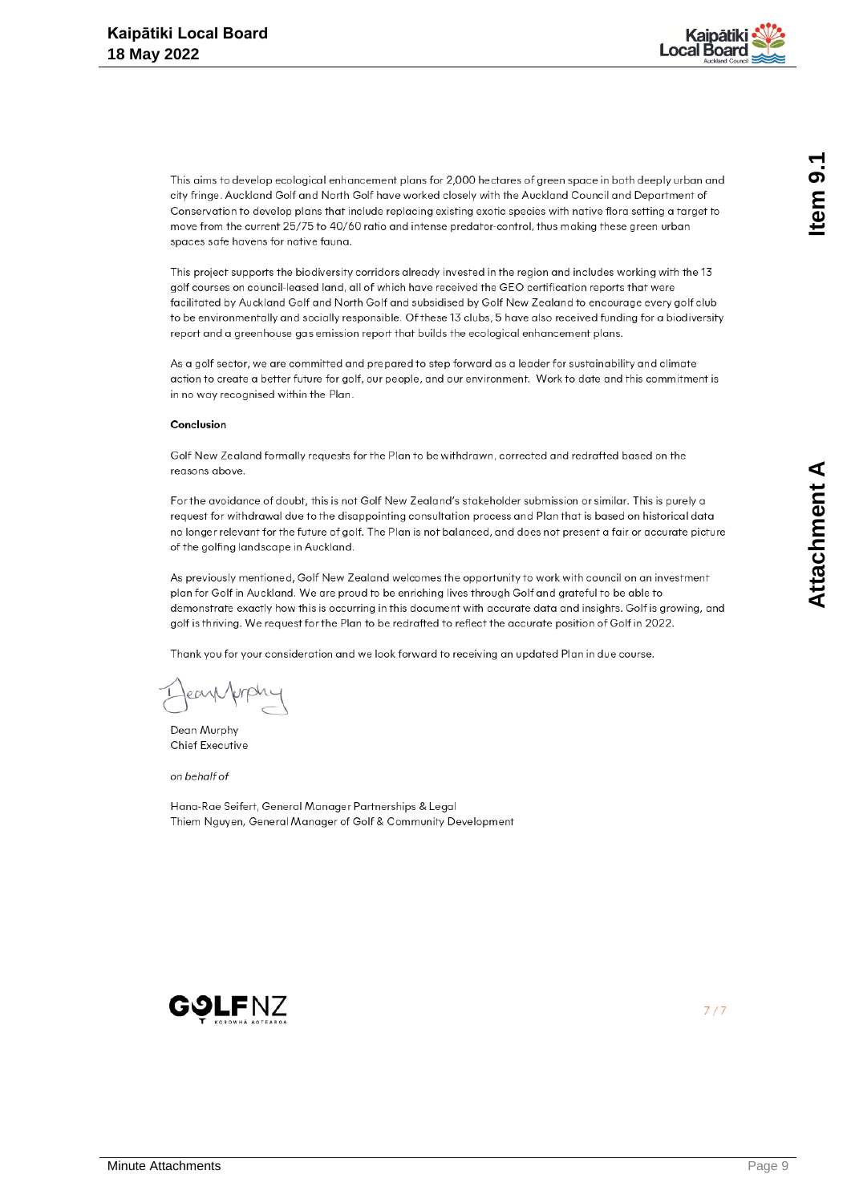This aims to develop ecological enhancement plans for 2,000 hectares of green space in both deeply urban and city fringe. Auckland Golf and North Golf have worked closely with the Auckland Council and Department of Conservation to develop plans that include replacing existing exotic species with native flora setting a target to move from the current 25/75 to 40/60 ratio and intense predator-control, thus making these green urban spaces safe havens for native fauna.

This project supports the biodiversity corridors already invested in the region and includes working with the 13 golf courses on council-leased land, all of which have received the GEO certification reports that were facilitated by Auckland Golf and North Golf and subsidised by Golf New Zealand to encourage every golf club to be environmentally and socially responsible. Of these 13 clubs, 5 have also received funding for a biodiversity report and a greenhouse gas emission report that builds the ecological enhancement plans.

As a golf sector, we are committed and prepared to step forward as a leader for sustainability and climate action to create a better future for golf, our people, and our environment. Work to date and this commitment is in no way recognised within the Plan.

**Conclusion**

Golf New Zealand formally requests for the Plan to be withdrawn, corrected and redrafted based on the reasons above.

For the avoidance of doubt, this is not Golf New Zealand's stakeholder submission or similar. This is purely a request for withdrawal due to the disappointing consultation process and Plan that is based on historical data no longer relevant for the future of golf. The Plan is not balanced, and does not present a fair or accurate picture of the golfing landscape in Auckland.

As previously mentioned, Golf New Zealand welcomes the opportunity to work with council on an investment plan for Golf in Auckland. We are proud to be enriching lives through Golf and grateful to be able to demonstrate exactly how this is occurring in this document with accurate data and insights. Golf is growing, and golf is thriving. We request for the Plan to be redrafted to reflect the accurate position of Golf in 2022.

Thank you for your consideration and we look forward to receiving an updated Plan in due course.

Dean Murphy
Chief Executive

*on behalf of*

Hana-Rae Seifert, General Manager Partnerships & Legal
Thiem Nguyen, General Manager of Golf & Community Development